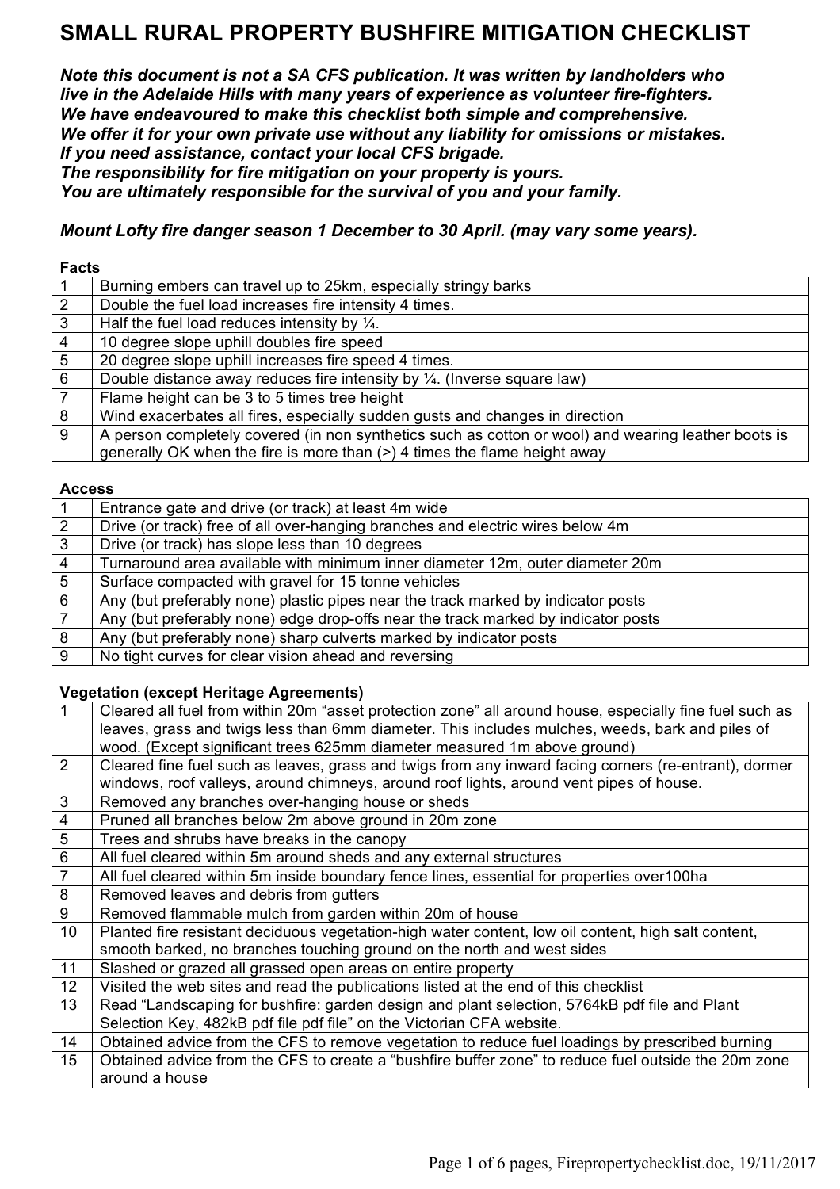# SMALL RURAL PROPERTY BUSHFIRE MITIGATION CHECKLIST

***Note this document is not a SA CFS publication. It was written by landholders who live in the Adelaide Hills with many years of experience as volunteer fire-fighters. We have endeavoured to make this checklist both simple and comprehensive. We offer it for your own private use without any liability for omissions or mistakes. If you need assistance, contact your local CFS brigade. The responsibility for fire mitigation on your property is yours. You are ultimately responsible for the survival of you and your family.***

***Mount Lofty fire danger season 1 December to 30 April. (may vary some years).***

**Facts**

| | |
|---|---|
| 1 | Burning embers can travel up to 25km, especially stringy barks |
| 2 | Double the fuel load increases fire intensity 4 times. |
| 3 | Half the fuel load reduces intensity by ¼. |
| 4 | 10 degree slope uphill doubles fire speed |
| 5 | 20 degree slope uphill increases fire speed 4 times. |
| 6 | Double distance away reduces fire intensity by ¼. (Inverse square law) |
| 7 | Flame height can be 3 to 5 times tree height |
| 8 | Wind exacerbates all fires, especially sudden gusts and changes in direction |
| 9 | A person completely covered (in non synthetics such as cotton or wool) and wearing leather boots is generally OK when the fire is more than (>) 4 times the flame height away |

**Access**

| | |
|---|---|
| 1 | Entrance gate and drive (or track) at least 4m wide |
| 2 | Drive (or track) free of all over-hanging branches and electric wires below 4m |
| 3 | Drive (or track) has slope less than 10 degrees |
| 4 | Turnaround area available with minimum inner diameter 12m, outer diameter 20m |
| 5 | Surface compacted with gravel for 15 tonne vehicles |
| 6 | Any (but preferably none) plastic pipes near the track marked by indicator posts |
| 7 | Any (but preferably none) edge drop-offs near the track marked by indicator posts |
| 8 | Any (but preferably none) sharp culverts marked by indicator posts |
| 9 | No tight curves for clear vision ahead and reversing |

**Vegetation (except Heritage Agreements)**

| | |
|---|---|
| 1 | Cleared all fuel from within 20m "asset protection zone" all around house, especially fine fuel such as leaves, grass and twigs less than 6mm diameter. This includes mulches, weeds, bark and piles of wood. (Except significant trees 625mm diameter measured 1m above ground) |
| 2 | Cleared fine fuel such as leaves, grass and twigs from any inward facing corners (re-entrant), dormer windows, roof valleys, around chimneys, around roof lights, around vent pipes of house. |
| 3 | Removed any branches over-hanging house or sheds |
| 4 | Pruned all branches below 2m above ground in 20m zone |
| 5 | Trees and shrubs have breaks in the canopy |
| 6 | All fuel cleared within 5m around sheds and any external structures |
| 7 | All fuel cleared within 5m inside boundary fence lines, essential for properties over100ha |
| 8 | Removed leaves and debris from gutters |
| 9 | Removed flammable mulch from garden within 20m of house |
| 10 | Planted fire resistant deciduous vegetation-high water content, low oil content, high salt content, smooth barked, no branches touching ground on the north and west sides |
| 11 | Slashed or grazed all grassed open areas on entire property |
| 12 | Visited the web sites and read the publications listed at the end of this checklist |
| 13 | Read "Landscaping for bushfire: garden design and plant selection, 5764kB pdf file and Plant Selection Key, 482kB pdf file pdf file" on the Victorian CFA website. |
| 14 | Obtained advice from the CFS to remove vegetation to reduce fuel loadings by prescribed burning |
| 15 | Obtained advice from the CFS to create a "bushfire buffer zone" to reduce fuel outside the 20m zone around a house |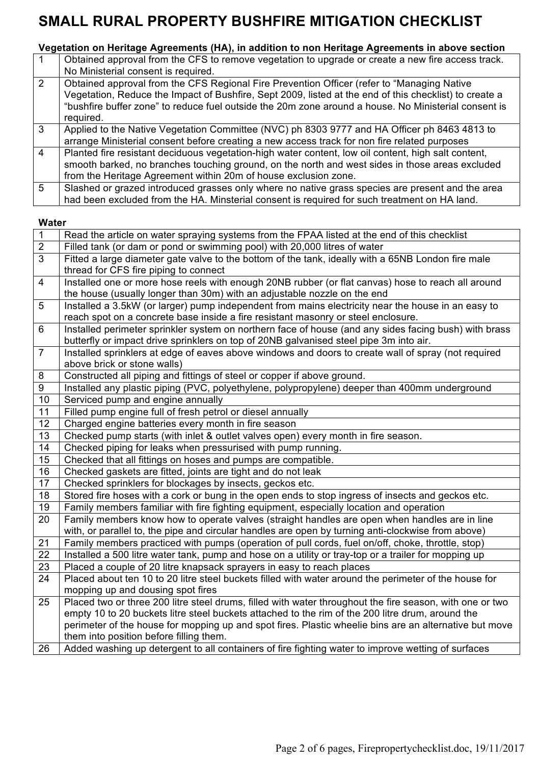# SMALL RURAL PROPERTY BUSHFIRE MITIGATION CHECKLIST

**Vegetation on Heritage Agreements (HA), in addition to non Heritage Agreements in above section**

| | |
|---|---|
| 1 | Obtained approval from the CFS to remove vegetation to upgrade or create a new fire access track. No Ministerial consent is required. |
| 2 | Obtained approval from the CFS Regional Fire Prevention Officer (refer to "Managing Native Vegetation, Reduce the Impact of Bushfire, Sept 2009, listed at the end of this checklist) to create a "bushfire buffer zone" to reduce fuel outside the 20m zone around a house. No Ministerial consent is required. |
| 3 | Applied to the Native Vegetation Committee (NVC) ph 8303 9777 and HA Officer ph 8463 4813 to arrange Ministerial consent before creating a new access track for non fire related purposes |
| 4 | Planted fire resistant deciduous vegetation-high water content, low oil content, high salt content, smooth barked, no branches touching ground, on the north and west sides in those areas excluded from the Heritage Agreement within 20m of house exclusion zone. |
| 5 | Slashed or grazed introduced grasses only where no native grass species are present and the area had been excluded from the HA. Minsterial consent is required for such treatment on HA land. |

**Water**

| | |
|---|---|
| 1 | Read the article on water spraying systems from the FPAA listed at the end of this checklist |
| 2 | Filled tank (or dam or pond or swimming pool) with 20,000 litres of water |
| 3 | Fitted a large diameter gate valve to the bottom of the tank, ideally with a 65NB London fire male thread for CFS fire piping to connect |
| 4 | Installed one or more hose reels with enough 20NB rubber (or flat canvas) hose to reach all around the house (usually longer than 30m) with an adjustable nozzle on the end |
| 5 | Installed a 3.5kW (or larger) pump independent from mains electricity near the house in an easy to reach spot on a concrete base inside a fire resistant masonry or steel enclosure. |
| 6 | Installed perimeter sprinkler system on northern face of house (and any sides facing bush) with brass butterfly or impact drive sprinklers on top of 20NB galvanised steel pipe 3m into air. |
| 7 | Installed sprinklers at edge of eaves above windows and doors to create wall of spray (not required above brick or stone walls) |
| 8 | Constructed all piping and fittings of steel or copper if above ground. |
| 9 | Installed any plastic piping (PVC, polyethylene, polypropylene) deeper than 400mm underground |
| 10 | Serviced pump and engine annually |
| 11 | Filled pump engine full of fresh petrol or diesel annually |
| 12 | Charged engine batteries every month in fire season |
| 13 | Checked pump starts (with inlet & outlet valves open) every month in fire season. |
| 14 | Checked piping for leaks when pressurised with pump running. |
| 15 | Checked that all fittings on hoses and pumps are compatible. |
| 16 | Checked gaskets are fitted, joints are tight and do not leak |
| 17 | Checked sprinklers for blockages by insects, geckos etc. |
| 18 | Stored fire hoses with a cork or bung in the open ends to stop ingress of insects and geckos etc. |
| 19 | Family members familiar with fire fighting equipment, especially location and operation |
| 20 | Family members know how to operate valves (straight handles are open when handles are in line with, or parallel to, the pipe and circular handles are open by turning anti-clockwise from above) |
| 21 | Family members practiced with pumps (operation of pull cords, fuel on/off, choke, throttle, stop) |
| 22 | Installed a 500 litre water tank, pump and hose on a utility or tray-top or a trailer for mopping up |
| 23 | Placed a couple of 20 litre knapsack sprayers in easy to reach places |
| 24 | Placed about ten 10 to 20 litre steel buckets filled with water around the perimeter of the house for mopping up and dousing spot fires |
| 25 | Placed two or three 200 litre steel drums, filled with water throughout the fire season, with one or two empty 10 to 20 buckets litre steel buckets attached to the rim of the 200 litre drum, around the perimeter of the house for mopping up and spot fires. Plastic wheelie bins are an alternative but move them into position before filling them. |
| 26 | Added washing up detergent to all containers of fire fighting water to improve wetting of surfaces |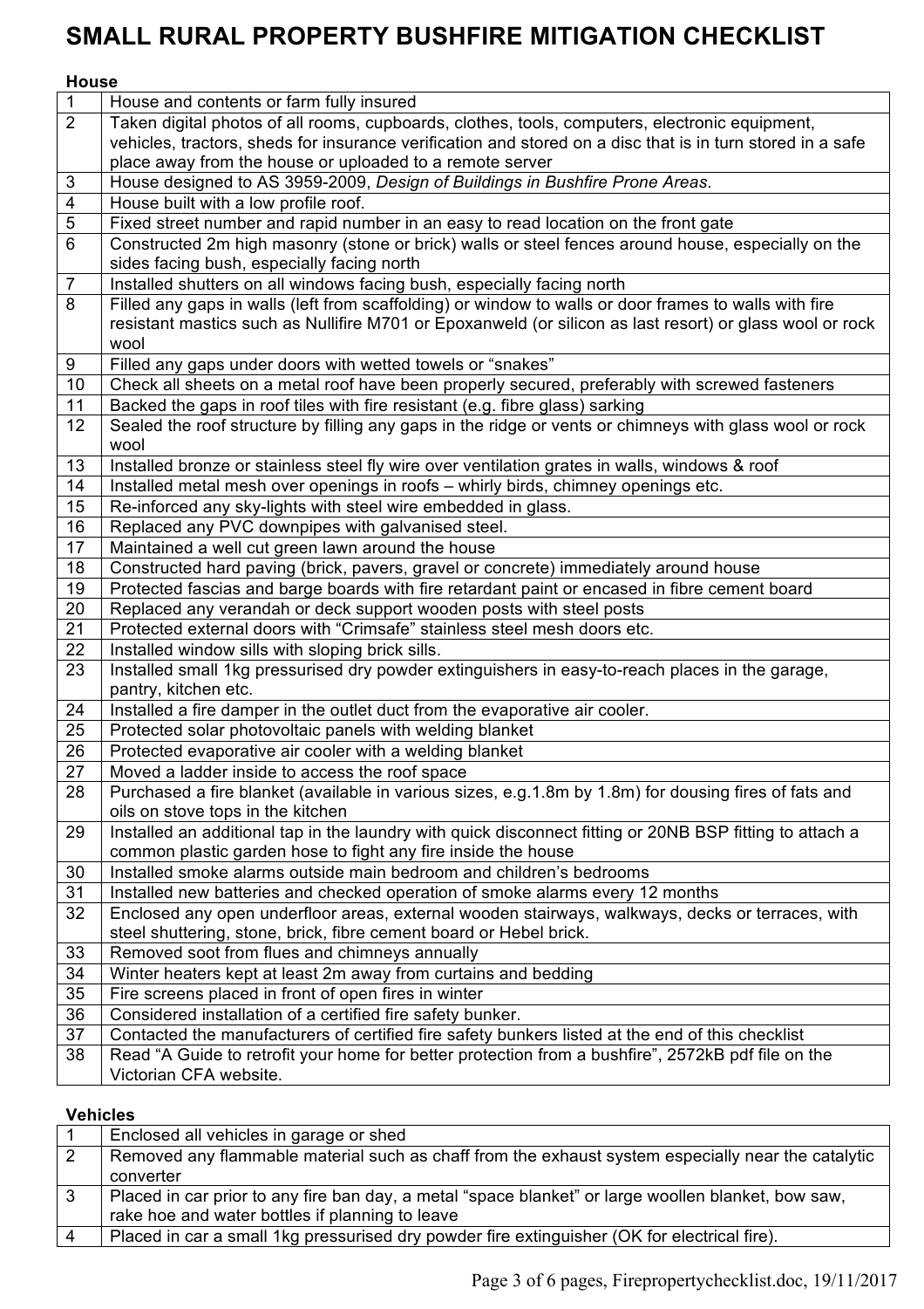# SMALL RURAL PROPERTY BUSHFIRE MITIGATION CHECKLIST

**House**

| | |
|---|---|
| 1 | House and contents or farm fully insured |
| 2 | Taken digital photos of all rooms, cupboards, clothes, tools, computers, electronic equipment, vehicles, tractors, sheds for insurance verification and stored on a disc that is in turn stored in a safe place away from the house or uploaded to a remote server |
| 3 | House designed to AS 3959-2009, *Design of Buildings in Bushfire Prone Areas*. |
| 4 | House built with a low profile roof. |
| 5 | Fixed street number and rapid number in an easy to read location on the front gate |
| 6 | Constructed 2m high masonry (stone or brick) walls or steel fences around house, especially on the sides facing bush, especially facing north |
| 7 | Installed shutters on all windows facing bush, especially facing north |
| 8 | Filled any gaps in walls (left from scaffolding) or window to walls or door frames to walls with fire resistant mastics such as Nullifire M701 or Epoxanweld (or silicon as last resort) or glass wool or rock wool |
| 9 | Filled any gaps under doors with wetted towels or "snakes" |
| 10 | Check all sheets on a metal roof have been properly secured, preferably with screwed fasteners |
| 11 | Backed the gaps in roof tiles with fire resistant (e.g. fibre glass) sarking |
| 12 | Sealed the roof structure by filling any gaps in the ridge or vents or chimneys with glass wool or rock wool |
| 13 | Installed bronze or stainless steel fly wire over ventilation grates in walls, windows & roof |
| 14 | Installed metal mesh over openings in roofs – whirly birds, chimney openings etc. |
| 15 | Re-inforced any sky-lights with steel wire embedded in glass. |
| 16 | Replaced any PVC downpipes with galvanised steel. |
| 17 | Maintained a well cut green lawn around the house |
| 18 | Constructed hard paving (brick, pavers, gravel or concrete) immediately around house |
| 19 | Protected fascias and barge boards with fire retardant paint or encased in fibre cement board |
| 20 | Replaced any verandah or deck support wooden posts with steel posts |
| 21 | Protected external doors with "Crimsafe" stainless steel mesh doors etc. |
| 22 | Installed window sills with sloping brick sills. |
| 23 | Installed small 1kg pressurised dry powder extinguishers in easy-to-reach places in the garage, pantry, kitchen etc. |
| 24 | Installed a fire damper in the outlet duct from the evaporative air cooler. |
| 25 | Protected solar photovoltaic panels with welding blanket |
| 26 | Protected evaporative air cooler with a welding blanket |
| 27 | Moved a ladder inside to access the roof space |
| 28 | Purchased a fire blanket (available in various sizes, e.g.1.8m by 1.8m) for dousing fires of fats and oils on stove tops in the kitchen |
| 29 | Installed an additional tap in the laundry with quick disconnect fitting or 20NB BSP fitting to attach a common plastic garden hose to fight any fire inside the house |
| 30 | Installed smoke alarms outside main bedroom and children's bedrooms |
| 31 | Installed new batteries and checked operation of smoke alarms every 12 months |
| 32 | Enclosed any open underfloor areas, external wooden stairways, walkways, decks or terraces, with steel shuttering, stone, brick, fibre cement board or Hebel brick. |
| 33 | Removed soot from flues and chimneys annually |
| 34 | Winter heaters kept at least 2m away from curtains and bedding |
| 35 | Fire screens placed in front of open fires in winter |
| 36 | Considered installation of a certified fire safety bunker. |
| 37 | Contacted the manufacturers of certified fire safety bunkers listed at the end of this checklist |
| 38 | Read "A Guide to retrofit your home for better protection from a bushfire", 2572kB pdf file on the Victorian CFA website. |

**Vehicles**

| | |
|---|---|
| 1 | Enclosed all vehicles in garage or shed |
| 2 | Removed any flammable material such as chaff from the exhaust system especially near the catalytic converter |
| 3 | Placed in car prior to any fire ban day, a metal "space blanket" or large woollen blanket, bow saw, rake hoe and water bottles if planning to leave |
| 4 | Placed in car a small 1kg pressurised dry powder fire extinguisher (OK for electrical fire). |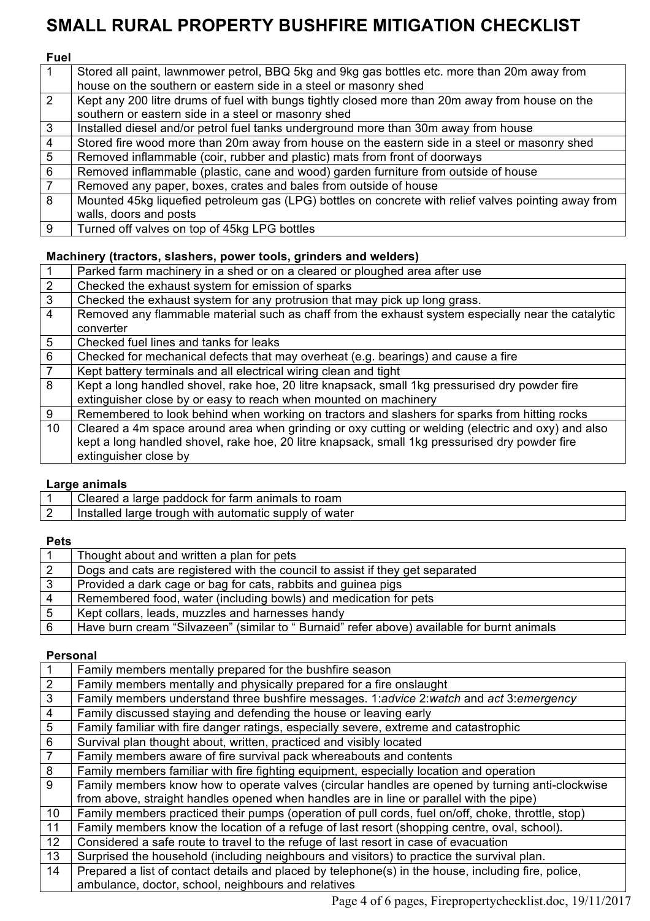# SMALL RURAL PROPERTY BUSHFIRE MITIGATION CHECKLIST

**Fuel**

| | |
|---|---|
| 1 | Stored all paint, lawnmower petrol, BBQ 5kg and 9kg gas bottles etc. more than 20m away from house on the southern or eastern side in a steel or masonry shed |
| 2 | Kept any 200 litre drums of fuel with bungs tightly closed more than 20m away from house on the southern or eastern side in a steel or masonry shed |
| 3 | Installed diesel and/or petrol fuel tanks underground more than 30m away from house |
| 4 | Stored fire wood more than 20m away from house on the eastern side in a steel or masonry shed |
| 5 | Removed inflammable (coir, rubber and plastic) mats from front of doorways |
| 6 | Removed inflammable (plastic, cane and wood) garden furniture from outside of house |
| 7 | Removed any paper, boxes, crates and bales from outside of house |
| 8 | Mounted 45kg liquefied petroleum gas (LPG) bottles on concrete with relief valves pointing away from walls, doors and posts |
| 9 | Turned off valves on top of 45kg LPG bottles |

**Machinery (tractors, slashers, power tools, grinders and welders)**

| | |
|---|---|
| 1 | Parked farm machinery in a shed or on a cleared or ploughed area after use |
| 2 | Checked the exhaust system for emission of sparks |
| 3 | Checked the exhaust system for any protrusion that may pick up long grass. |
| 4 | Removed any flammable material such as chaff from the exhaust system especially near the catalytic converter |
| 5 | Checked fuel lines and tanks for leaks |
| 6 | Checked for mechanical defects that may overheat (e.g. bearings) and cause a fire |
| 7 | Kept battery terminals and all electrical wiring clean and tight |
| 8 | Kept a long handled shovel, rake hoe, 20 litre knapsack, small 1kg pressurised dry powder fire extinguisher close by or easy to reach when mounted on machinery |
| 9 | Remembered to look behind when working on tractors and slashers for sparks from hitting rocks |
| 10 | Cleared a 4m space around area when grinding or oxy cutting or welding (electric and oxy) and also kept a long handled shovel, rake hoe, 20 litre knapsack, small 1kg pressurised dry powder fire extinguisher close by |

**Large animals**

| | |
|---|---|
| 1 | Cleared a large paddock for farm animals to roam |
| 2 | Installed large trough with automatic supply of water |

**Pets**

| | |
|---|---|
| 1 | Thought about and written a plan for pets |
| 2 | Dogs and cats are registered with the council to assist if they get separated |
| 3 | Provided a dark cage or bag for cats, rabbits and guinea pigs |
| 4 | Remembered food, water (including bowls) and medication for pets |
| 5 | Kept collars, leads, muzzles and harnesses handy |
| 6 | Have burn cream "Silvazeen" (similar to " Burnaid" refer above) available for burnt animals |

**Personal**

| | |
|---|---|
| 1 | Family members mentally prepared for the bushfire season |
| 2 | Family members mentally and physically prepared for a fire onslaught |
| 3 | Family members understand three bushfire messages. 1:*advice* 2:*watch* and *act* 3:*emergency* |
| 4 | Family discussed staying and defending the house or leaving early |
| 5 | Family familiar with fire danger ratings, especially severe, extreme and catastrophic |
| 6 | Survival plan thought about, written, practiced and visibly located |
| 7 | Family members aware of fire survival pack whereabouts and contents |
| 8 | Family members familiar with fire fighting equipment, especially location and operation |
| 9 | Family members know how to operate valves (circular handles are opened by turning anti-clockwise from above, straight handles opened when handles are in line or parallel with the pipe) |
| 10 | Family members practiced their pumps (operation of pull cords, fuel on/off, choke, throttle, stop) |
| 11 | Family members know the location of a refuge of last resort (shopping centre, oval, school). |
| 12 | Considered a safe route to travel to the refuge of last resort in case of evacuation |
| 13 | Surprised the household (including neighbours and visitors) to practice the survival plan. |
| 14 | Prepared a list of contact details and placed by telephone(s) in the house, including fire, police, ambulance, doctor, school, neighbours and relatives |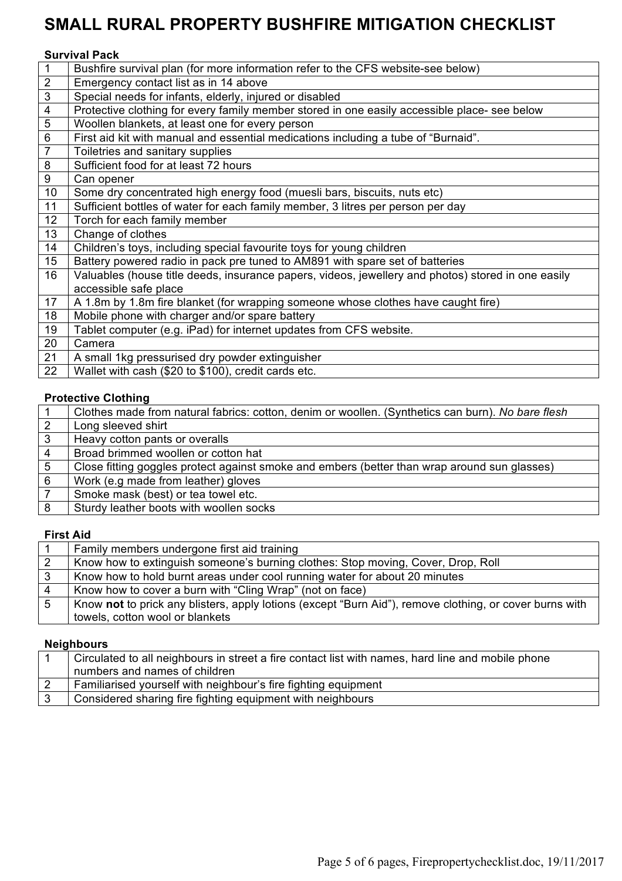# SMALL RURAL PROPERTY BUSHFIRE MITIGATION CHECKLIST

**Survival Pack**

| | |
|---|---|
| 1 | Bushfire survival plan (for more information refer to the CFS website-see below) |
| 2 | Emergency contact list as in 14 above |
| 3 | Special needs for infants, elderly, injured or disabled |
| 4 | Protective clothing for every family member stored in one easily accessible place- see below |
| 5 | Woollen blankets, at least one for every person |
| 6 | First aid kit with manual and essential medications including a tube of "Burnaid". |
| 7 | Toiletries and sanitary supplies |
| 8 | Sufficient food for at least 72 hours |
| 9 | Can opener |
| 10 | Some dry concentrated high energy food (muesli bars, biscuits, nuts etc) |
| 11 | Sufficient bottles of water for each family member, 3 litres per person per day |
| 12 | Torch for each family member |
| 13 | Change of clothes |
| 14 | Children's toys, including special favourite toys for young children |
| 15 | Battery powered radio in pack pre tuned to AM891 with spare set of batteries |
| 16 | Valuables (house title deeds, insurance papers, videos, jewellery and photos) stored in one easily accessible safe place |
| 17 | A 1.8m by 1.8m fire blanket (for wrapping someone whose clothes have caught fire) |
| 18 | Mobile phone with charger and/or spare battery |
| 19 | Tablet computer (e.g. iPad) for internet updates from CFS website. |
| 20 | Camera |
| 21 | A small 1kg pressurised dry powder extinguisher |
| 22 | Wallet with cash ($20 to $100), credit cards etc. |

**Protective Clothing**

| | |
|---|---|
| 1 | Clothes made from natural fabrics: cotton, denim or woollen. (Synthetics can burn). *No bare flesh* |
| 2 | Long sleeved shirt |
| 3 | Heavy cotton pants or overalls |
| 4 | Broad brimmed woollen or cotton hat |
| 5 | Close fitting goggles protect against smoke and embers (better than wrap around sun glasses) |
| 6 | Work (e.g made from leather) gloves |
| 7 | Smoke mask (best) or tea towel etc. |
| 8 | Sturdy leather boots with woollen socks |

**First Aid**

| | |
|---|---|
| 1 | Family members undergone first aid training |
| 2 | Know how to extinguish someone's burning clothes: Stop moving, Cover, Drop, Roll |
| 3 | Know how to hold burnt areas under cool running water for about 20 minutes |
| 4 | Know how to cover a burn with "Cling Wrap" (not on face) |
| 5 | Know **not** to prick any blisters, apply lotions (except "Burn Aid"), remove clothing, or cover burns with towels, cotton wool or blankets |

**Neighbours**

| | |
|---|---|
| 1 | Circulated to all neighbours in street a fire contact list with names, hard line and mobile phone numbers and names of children |
| 2 | Familiarised yourself with neighbour's fire fighting equipment |
| 3 | Considered sharing fire fighting equipment with neighbours |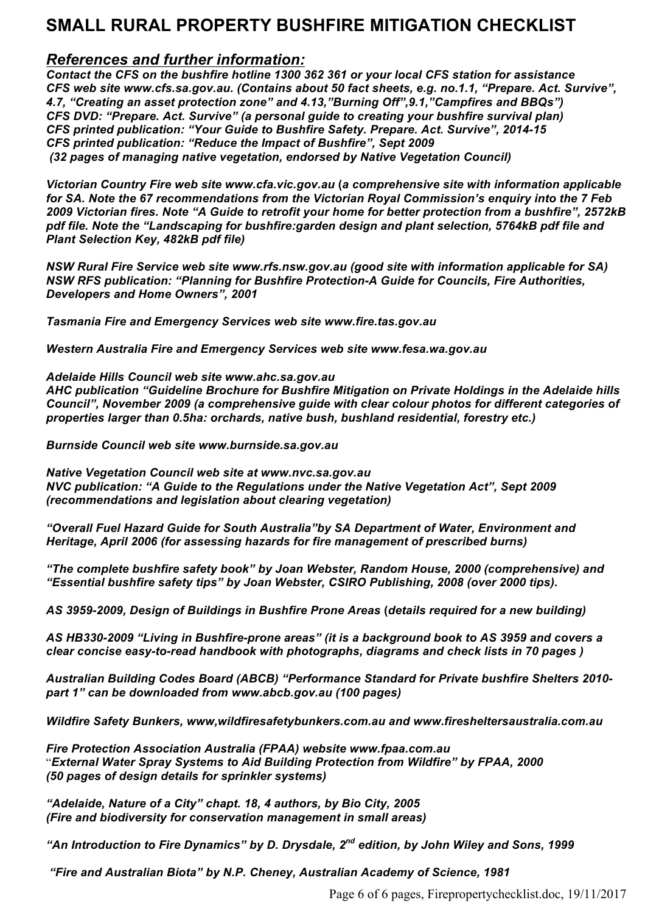# SMALL RURAL PROPERTY BUSHFIRE MITIGATION CHECKLIST

## *References and further information:*

***Contact the CFS on the bushfire hotline 1300 362 361 or your local CFS station for assistance***
***CFS web site www.cfs.sa.gov.au. (Contains about 50 fact sheets, e.g. no.1.1, "Prepare. Act. Survive", 4.7, "Creating an asset protection zone" and 4.13,"Burning Off",9.1,"Campfires and BBQs")***
***CFS DVD: "Prepare. Act. Survive" (a personal guide to creating your bushfire survival plan)***
***CFS printed publication: "Your Guide to Bushfire Safety. Prepare. Act. Survive", 2014-15***
***CFS printed publication: "Reduce the Impact of Bushfire", Sept 2009***
***(32 pages of managing native vegetation, endorsed by Native Vegetation Council)***

***Victorian Country Fire web site www.cfa.vic.gov.au (a comprehensive site with information applicable for SA. Note the 67 recommendations from the Victorian Royal Commission's enquiry into the 7 Feb 2009 Victorian fires. Note "A Guide to retrofit your home for better protection from a bushfire", 2572kB pdf file. Note the "Landscaping for bushfire:garden design and plant selection, 5764kB pdf file and Plant Selection Key, 482kB pdf file)***

***NSW Rural Fire Service web site www.rfs.nsw.gov.au (good site with information applicable for SA)***
***NSW RFS publication: "Planning for Bushfire Protection-A Guide for Councils, Fire Authorities, Developers and Home Owners", 2001***

***Tasmania Fire and Emergency Services web site www.fire.tas.gov.au***

***Western Australia Fire and Emergency Services web site www.fesa.wa.gov.au***

***Adelaide Hills Council web site www.ahc.sa.gov.au***
***AHC publication "Guideline Brochure for Bushfire Mitigation on Private Holdings in the Adelaide hills Council", November 2009 (a comprehensive guide with clear colour photos for different categories of properties larger than 0.5ha: orchards, native bush, bushland residential, forestry etc.)***

***Burnside Council web site www.burnside.sa.gov.au***

***Native Vegetation Council web site at www.nvc.sa.gov.au***
***NVC publication: "A Guide to the Regulations under the Native Vegetation Act", Sept 2009 (recommendations and legislation about clearing vegetation)***

***"Overall Fuel Hazard Guide for South Australia"by SA Department of Water, Environment and Heritage, April 2006 (for assessing hazards for fire management of prescribed burns)***

***"The complete bushfire safety book" by Joan Webster, Random House, 2000 (comprehensive) and "Essential bushfire safety tips" by Joan Webster, CSIRO Publishing, 2008 (over 2000 tips).***

***AS 3959-2009, Design of Buildings in Bushfire Prone Areas (details required for a new building)***

***AS HB330-2009 "Living in Bushfire-prone areas" (it is a background book to AS 3959 and covers a clear concise easy-to-read handbook with photographs, diagrams and check lists in 70 pages )***

***Australian Building Codes Board (ABCB) "Performance Standard for Private bushfire Shelters 2010-part 1" can be downloaded from www.abcb.gov.au (100 pages)***

***Wildfire Safety Bunkers, www,wildfiresafetybunkers.com.au and www.firesheltersaustralia.com.au***

***Fire Protection Association Australia (FPAA) website www.fpaa.com.au***
***"External Water Spray Systems to Aid Building Protection from Wildfire" by FPAA, 2000 (50 pages of design details for sprinkler systems)***

***"Adelaide, Nature of a City" chapt. 18, 4 authors, by Bio City, 2005 (Fire and biodiversity for conservation management in small areas)***

***"An Introduction to Fire Dynamics" by D. Drysdale, 2nd edition, by John Wiley and Sons, 1999***

***"Fire and Australian Biota" by N.P. Cheney, Australian Academy of Science, 1981***